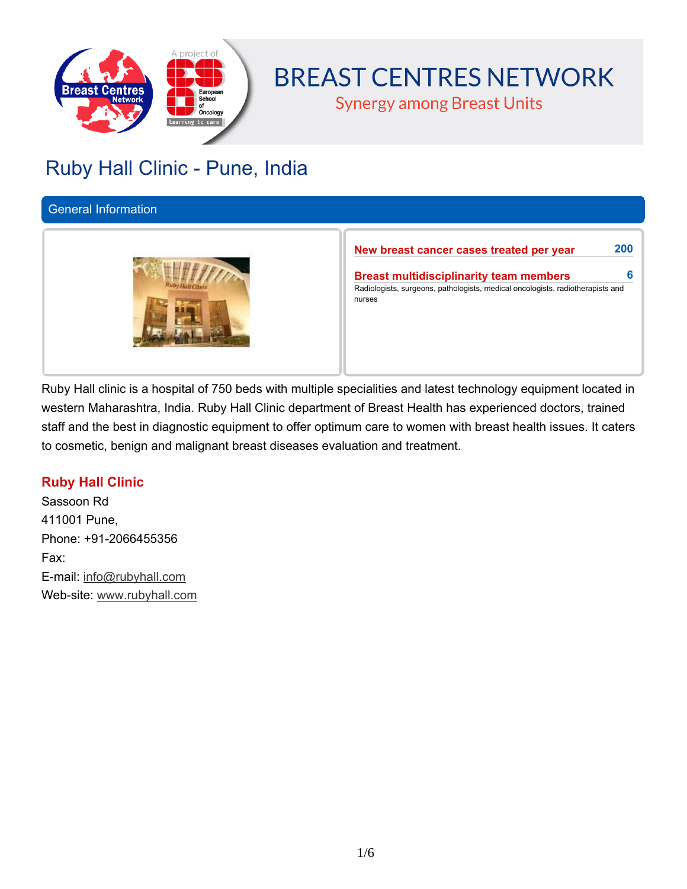# BREAST CENTRES NETWORK

Synergy among Breast Units

## Ruby Hall Clinic - Pune, India

### General Information

**New breast cancer cases treated per year** 200

**Breast multidisciplinarity team members** 6

Radiologists, surgeons, pathologists, medical oncologists, radiotherapists and nurses

Ruby Hall clinic is a hospital of 750 beds with multiple specialities and latest technology equipment located in western Maharashtra, India. Ruby Hall Clinic department of Breast Health has experienced doctors, trained staff and the best in diagnostic equipment to offer optimum care to women with breast health issues. It caters to cosmetic, benign and malignant breast diseases evaluation and treatment.

**Ruby Hall Clinic**

Sassoon Rd
411001 Pune,
Phone: +91-2066455356
Fax:
E-mail: info@rubyhall.com
Web-site: www.rubyhall.com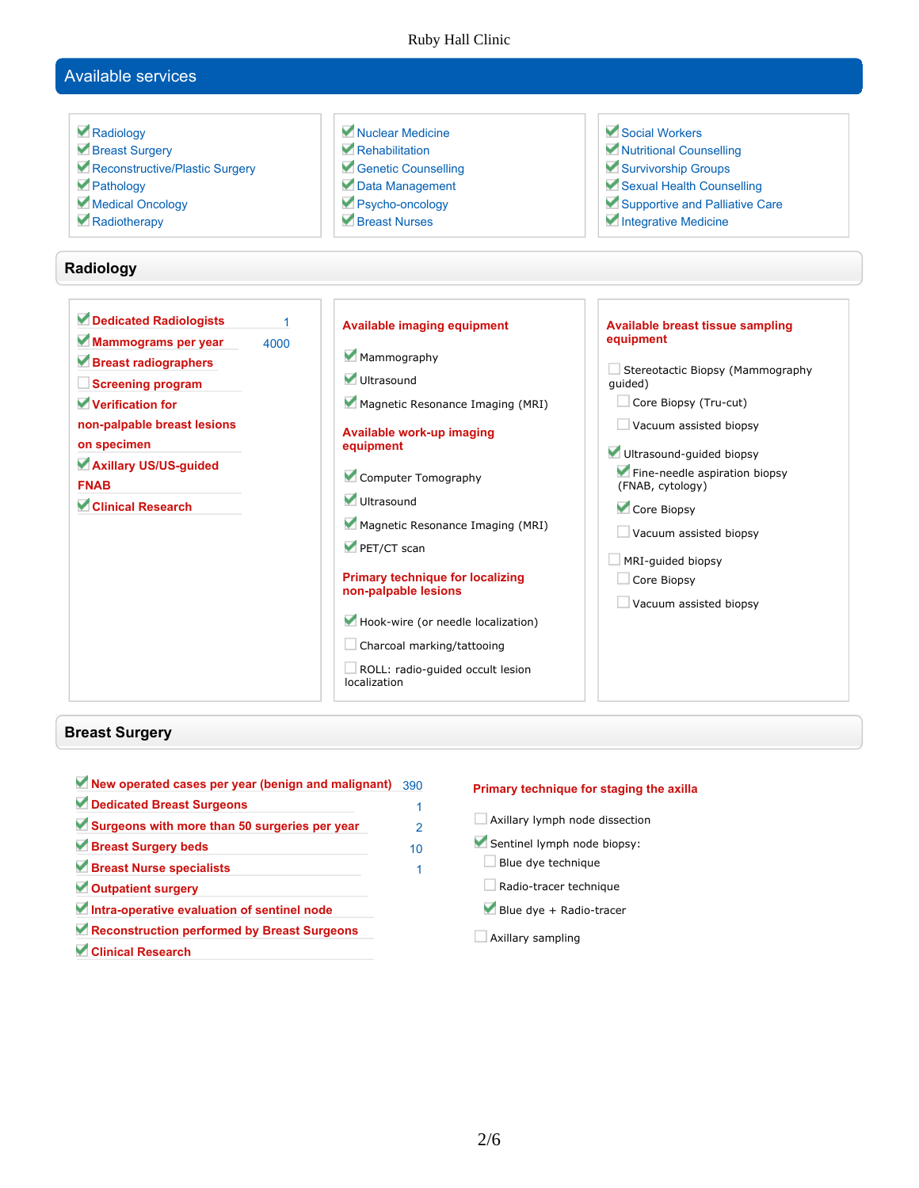## Available services

- [x] Radiology
- [x] Breast Surgery
- [x] Reconstructive/Plastic Surgery
- [x] Pathology
- [x] Medical Oncology
- [x] Radiotherapy
- [x] Nuclear Medicine
- [x] Rehabilitation
- [x] Genetic Counselling
- [x] Data Management
- [x] Psycho-oncology
- [x] Breast Nurses
- [x] Social Workers
- [x] Nutritional Counselling
- [x] Survivorship Groups
- [x] Sexual Health Counselling
- [x] Supportive and Palliative Care
- [x] Integrative Medicine

## Radiology

- [x] **Dedicated Radiologists** 1
- [x] **Mammograms per year** 4000
- [x] **Breast radiographers**
- [ ] **Screening program**
- [x] **Verification for non-palpable breast lesions on specimen**
- [x] **Axillary US/US-guided FNAB**
- [x] **Clinical Research**

**Available imaging equipment**

- [x] Mammography
- [x] Ultrasound
- [x] Magnetic Resonance Imaging (MRI)

**Available work-up imaging equipment**

- [x] Computer Tomography
- [x] Ultrasound
- [x] Magnetic Resonance Imaging (MRI)
- [x] PET/CT scan

**Primary technique for localizing non-palpable lesions**

- [x] Hook-wire (or needle localization)
- [ ] Charcoal marking/tattooing
- [ ] ROLL: radio-guided occult lesion localization

**Available breast tissue sampling equipment**

- [ ] Stereotactic Biopsy (Mammography guided)
  - [ ] Core Biopsy (Tru-cut)
  - [ ] Vacuum assisted biopsy
- [x] Ultrasound-guided biopsy
  - [x] Fine-needle aspiration biopsy (FNAB, cytology)
  - [x] Core Biopsy
  - [ ] Vacuum assisted biopsy
- [ ] MRI-guided biopsy
  - [ ] Core Biopsy
  - [ ] Vacuum assisted biopsy

## Breast Surgery

- [x] **New operated cases per year (benign and malignant)** 390
- [x] **Dedicated Breast Surgeons** 1
- [x] **Surgeons with more than 50 surgeries per year** 2
- [x] **Breast Surgery beds** 10
- [x] **Breast Nurse specialists** 1
- [x] **Outpatient surgery**
- [x] **Intra-operative evaluation of sentinel node**
- [x] **Reconstruction performed by Breast Surgeons**
- [x] **Clinical Research**

**Primary technique for staging the axilla**

- [ ] Axillary lymph node dissection
- [x] Sentinel lymph node biopsy:
  - [ ] Blue dye technique
  - [ ] Radio-tracer technique
  - [x] Blue dye + Radio-tracer
- [ ] Axillary sampling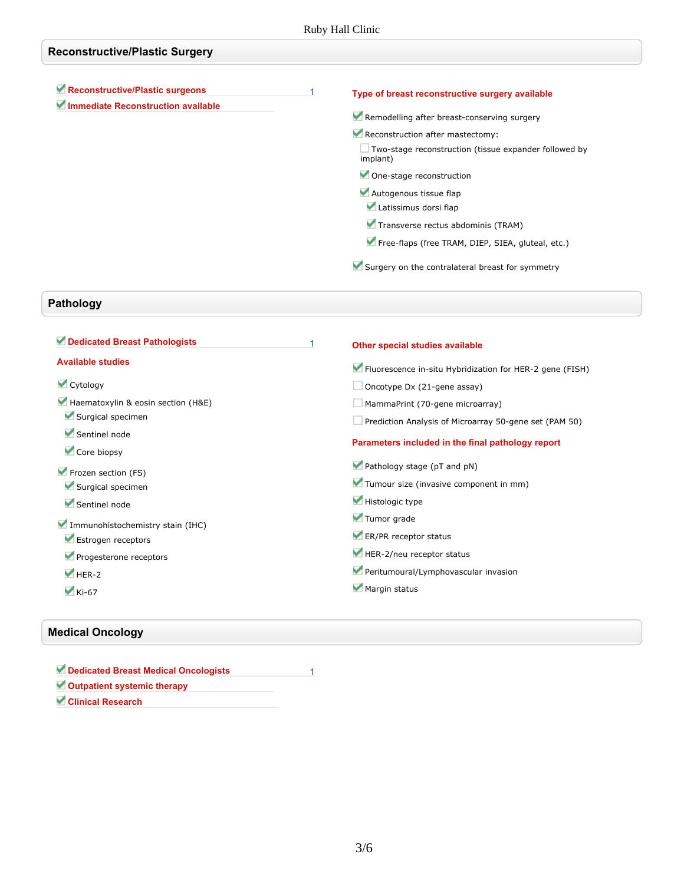## Reconstructive/Plastic Surgery

- [x] **Reconstructive/Plastic surgeons** 1
- [x] **Immediate Reconstruction available**

**Type of breast reconstructive surgery available**

- [x] Remodelling after breast-conserving surgery
- [x] Reconstruction after mastectomy:
  - [ ] Two-stage reconstruction (tissue expander followed by implant)
  - [x] One-stage reconstruction
  - [x] Autogenous tissue flap
    - [x] Latissimus dorsi flap
    - [x] Transverse rectus abdominis (TRAM)
    - [x] Free-flaps (free TRAM, DIEP, SIEA, gluteal, etc.)
- [x] Surgery on the contralateral breast for symmetry

## Pathology

- [x] **Dedicated Breast Pathologists** 1

**Available studies**

- [x] Cytology
- [x] Haematoxylin & eosin section (H&E)
  - [x] Surgical specimen
  - [x] Sentinel node
  - [x] Core biopsy
- [x] Frozen section (FS)
  - [x] Surgical specimen
  - [x] Sentinel node
- [x] Immunohistochemistry stain (IHC)
  - [x] Estrogen receptors
  - [x] Progesterone receptors
  - [x] HER-2
  - [x] Ki-67

**Other special studies available**

- [x] Fluorescence in-situ Hybridization for HER-2 gene (FISH)
- [ ] Oncotype Dx (21-gene assay)
- [ ] MammaPrint (70-gene microarray)
- [ ] Prediction Analysis of Microarray 50-gene set (PAM 50)

**Parameters included in the final pathology report**

- [x] Pathology stage (pT and pN)
- [x] Tumour size (invasive component in mm)
- [x] Histologic type
- [x] Tumor grade
- [x] ER/PR receptor status
- [x] HER-2/neu receptor status
- [x] Peritumoural/Lymphovascular invasion
- [x] Margin status

## Medical Oncology

- [x] **Dedicated Breast Medical Oncologists** 1
- [x] **Outpatient systemic therapy**
- [x] **Clinical Research**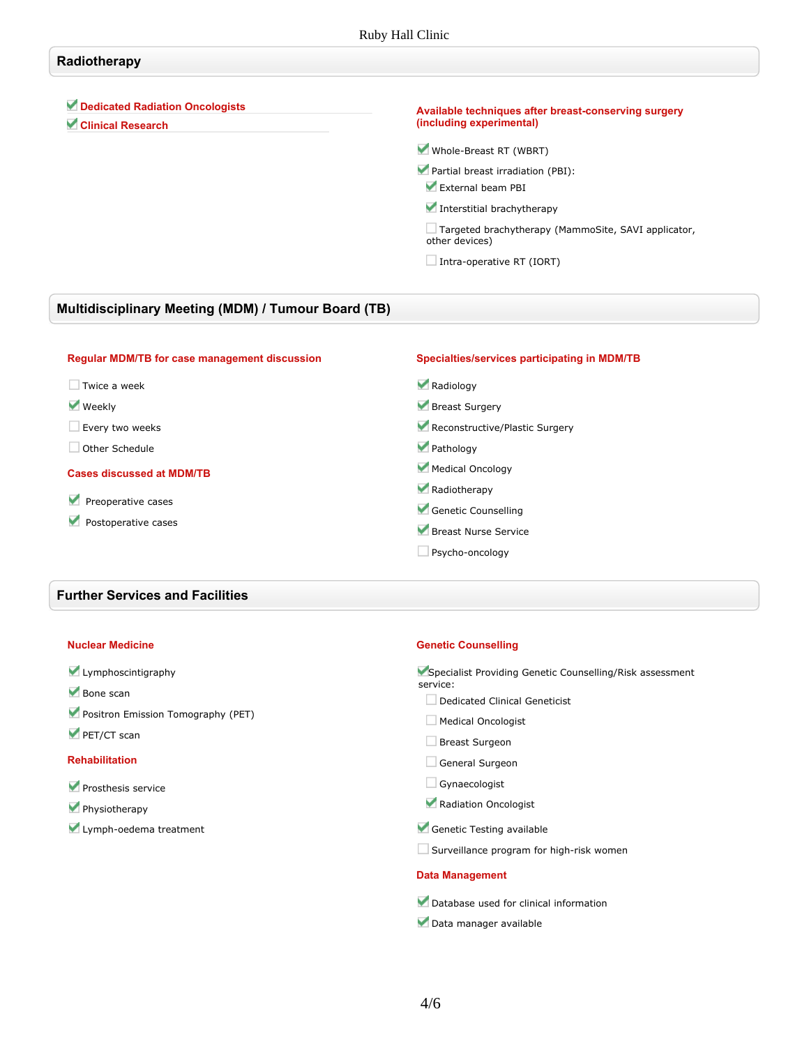## Radiotherapy

- [x] **Dedicated Radiation Oncologists**
- [x] **Clinical Research**

**Available techniques after breast-conserving surgery (including experimental)**

- [x] Whole-Breast RT (WBRT)
- [x] Partial breast irradiation (PBI):
  - [x] External beam PBI
  - [x] Interstitial brachytherapy
  - [ ] Targeted brachytherapy (MammoSite, SAVI applicator, other devices)
  - [ ] Intra-operative RT (IORT)

## Multidisciplinary Meeting (MDM) / Tumour Board (TB)

**Regular MDM/TB for case management discussion**

- [ ] Twice a week
- [x] Weekly
- [ ] Every two weeks
- [ ] Other Schedule

**Cases discussed at MDM/TB**

- [x] Preoperative cases
- [x] Postoperative cases

**Specialties/services participating in MDM/TB**

- [x] Radiology
- [x] Breast Surgery
- [x] Reconstructive/Plastic Surgery
- [x] Pathology
- [x] Medical Oncology
- [x] Radiotherapy
- [x] Genetic Counselling
- [x] Breast Nurse Service
- [ ] Psycho-oncology

## Further Services and Facilities

**Nuclear Medicine**

- [x] Lymphoscintigraphy
- [x] Bone scan
- [x] Positron Emission Tomography (PET)
- [x] PET/CT scan

**Rehabilitation**

- [x] Prosthesis service
- [x] Physiotherapy
- [x] Lymph-oedema treatment

**Genetic Counselling**

- [x] Specialist Providing Genetic Counselling/Risk assessment service:
  - [ ] Dedicated Clinical Geneticist
  - [ ] Medical Oncologist
  - [ ] Breast Surgeon
  - [ ] General Surgeon
  - [ ] Gynaecologist
  - [x] Radiation Oncologist
- [x] Genetic Testing available
- [ ] Surveillance program for high-risk women

**Data Management**

- [x] Database used for clinical information
- [x] Data manager available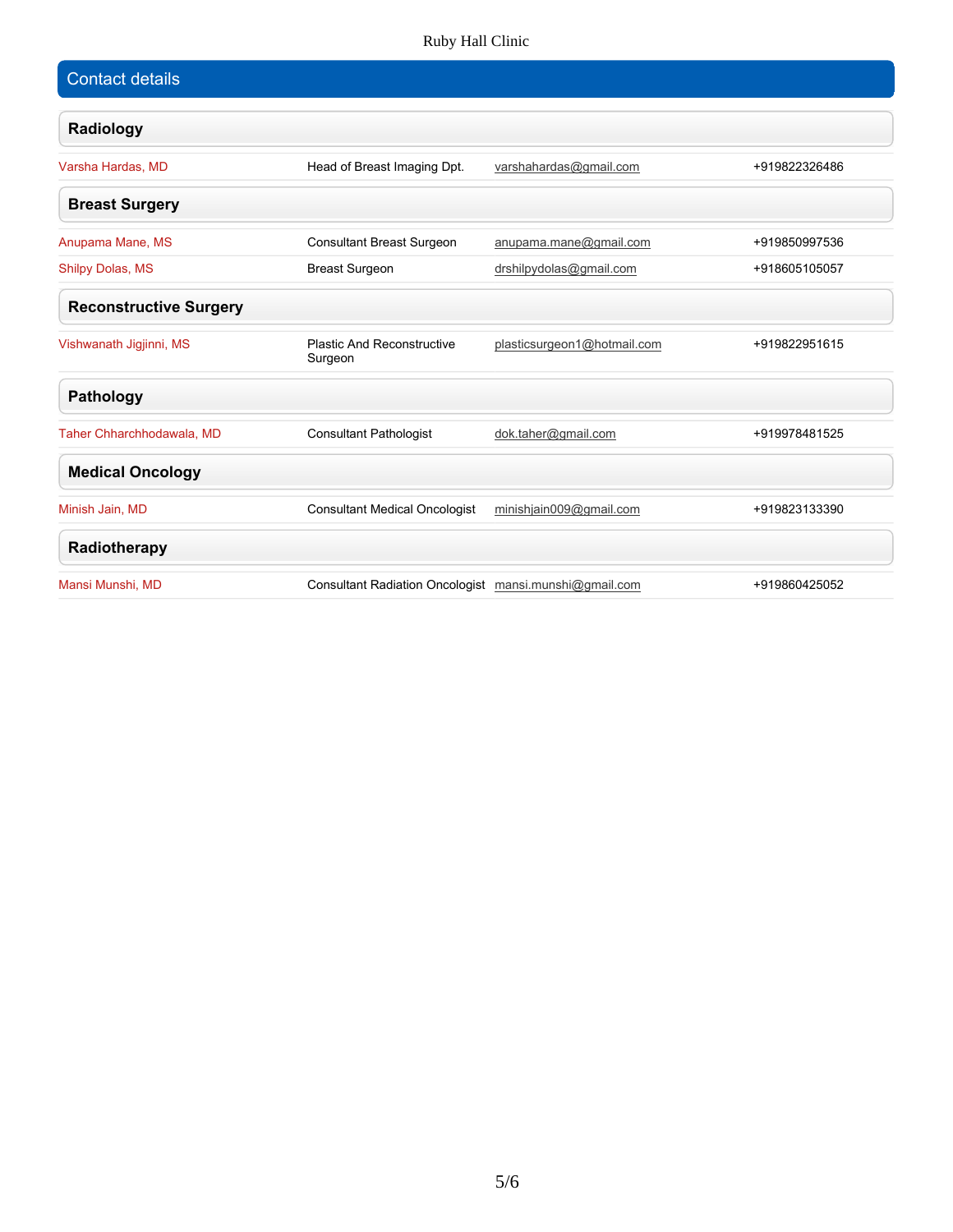## Contact details

### Radiology

| | | | |
|---|---|---|---|
| Varsha Hardas, MD | Head of Breast Imaging Dpt. | varshahardas@gmail.com | +919822326486 |

### Breast Surgery

| | | | |
|---|---|---|---|
| Anupama Mane, MS | Consultant Breast Surgeon | anupama.mane@gmail.com | +919850997536 |
| Shilpy Dolas, MS | Breast Surgeon | drshilpydolas@gmail.com | +918605105057 |

### Reconstructive Surgery

| | | | |
|---|---|---|---|
| Vishwanath Jigjinni, MS | Plastic And Reconstructive Surgeon | plasticsurgeon1@hotmail.com | +919822951615 |

### Pathology

| | | | |
|---|---|---|---|
| Taher Chharchhodawala, MD | Consultant Pathologist | dok.taher@gmail.com | +919978481525 |

### Medical Oncology

| | | | |
|---|---|---|---|
| Minish Jain, MD | Consultant Medical Oncologist | minishjain009@gmail.com | +919823133390 |

### Radiotherapy

| | | | |
|---|---|---|---|
| Mansi Munshi, MD | Consultant Radiation Oncologist | mansi.munshi@gmail.com | +919860425052 |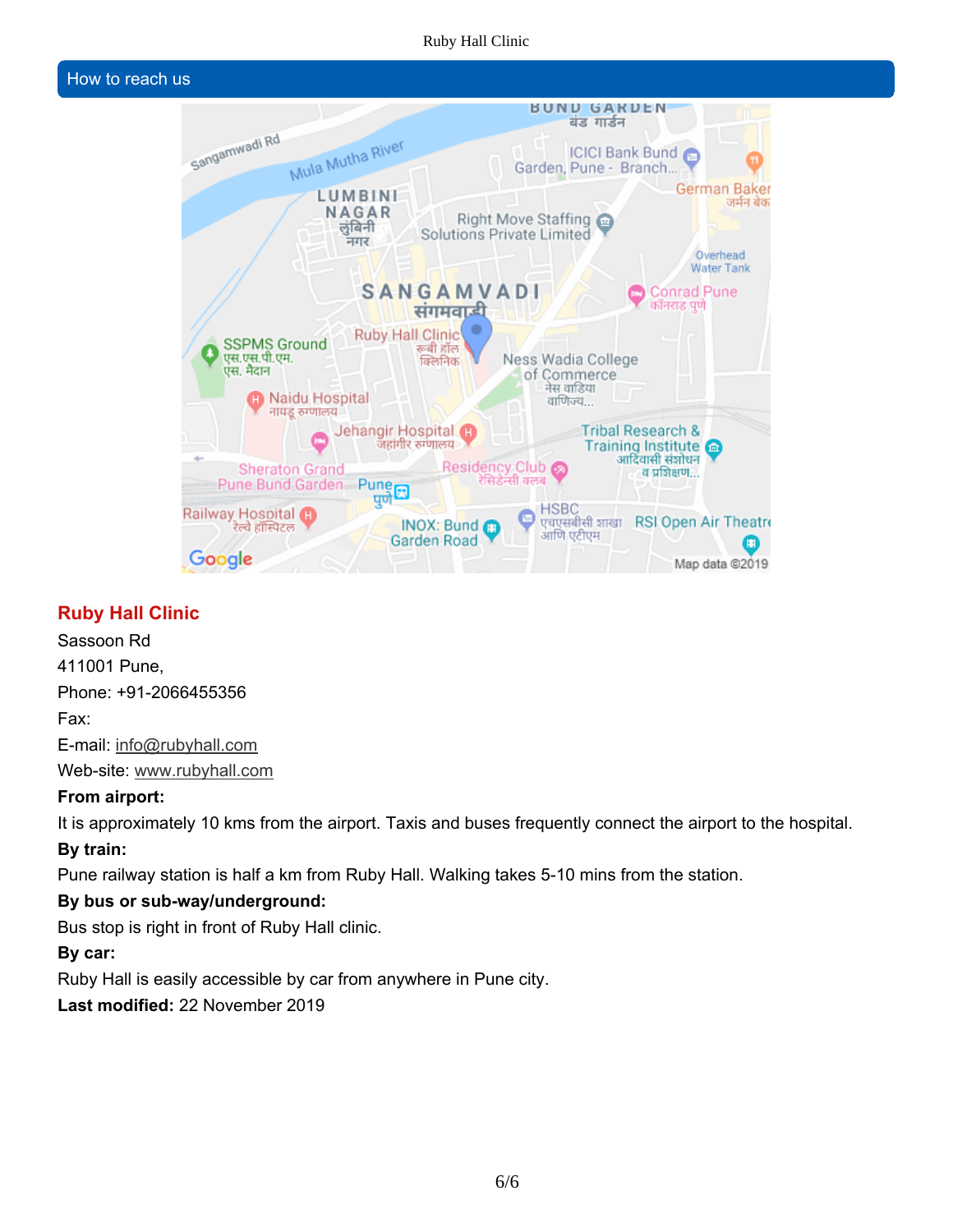## How to reach us

### Ruby Hall Clinic

Sassoon Rd
411001 Pune,
Phone: +91-2066455356
Fax:
E-mail: info@rubyhall.com
Web-site: www.rubyhall.com

**From airport:**

It is approximately 10 kms from the airport. Taxis and buses frequently connect the airport to the hospital.

**By train:**

Pune railway station is half a km from Ruby Hall. Walking takes 5-10 mins from the station.

**By bus or sub-way/underground:**

Bus stop is right in front of Ruby Hall clinic.

**By car:**

Ruby Hall is easily accessible by car from anywhere in Pune city.

**Last modified:** 22 November 2019